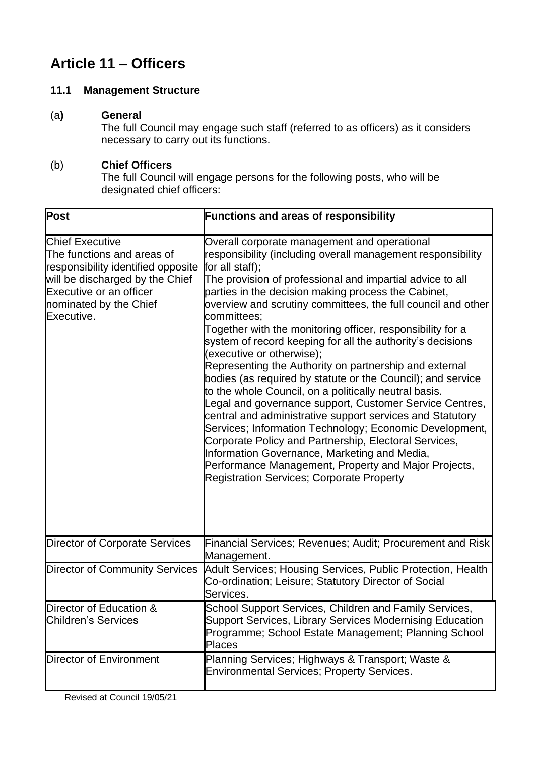# Article 11 – Officers

### 11.1 Management Structure

(a**)** **General**

The full Council may engage such staff (referred to as officers) as it considers necessary to carry out its functions.

(b) **Chief Officers**

The full Council will engage persons for the following posts, who will be designated chief officers:

| Post | Functions and areas of responsibility |
|---|---|
| Chief Executive<br>The functions and areas of responsibility identified opposite will be discharged by the Chief Executive or an officer nominated by the Chief Executive. | Overall corporate management and operational responsibility (including overall management responsibility for all staff);<br>The provision of professional and impartial advice to all parties in the decision making process the Cabinet, overview and scrutiny committees, the full council and other committees;<br>Together with the monitoring officer, responsibility for a system of record keeping for all the authority's decisions (executive or otherwise);<br>Representing the Authority on partnership and external bodies (as required by statute or the Council); and service to the whole Council, on a politically neutral basis.<br>Legal and governance support, Customer Service Centres, central and administrative support services and Statutory Services; Information Technology; Economic Development, Corporate Policy and Partnership, Electoral Services, Information Governance, Marketing and Media, Performance Management, Property and Major Projects, Registration Services; Corporate Property |
| Director of Corporate Services | Financial Services; Revenues; Audit; Procurement and Risk Management. |
| Director of Community Services | Adult Services; Housing Services, Public Protection, Health Co-ordination; Leisure; Statutory Director of Social Services. |
| Director of Education & Children's Services | School Support Services, Children and Family Services, Support Services, Library Services Modernising Education Programme; School Estate Management; Planning School Places |
| Director of Environment | Planning Services; Highways & Transport; Waste & Environmental Services; Property Services. |

Revised at Council 19/05/21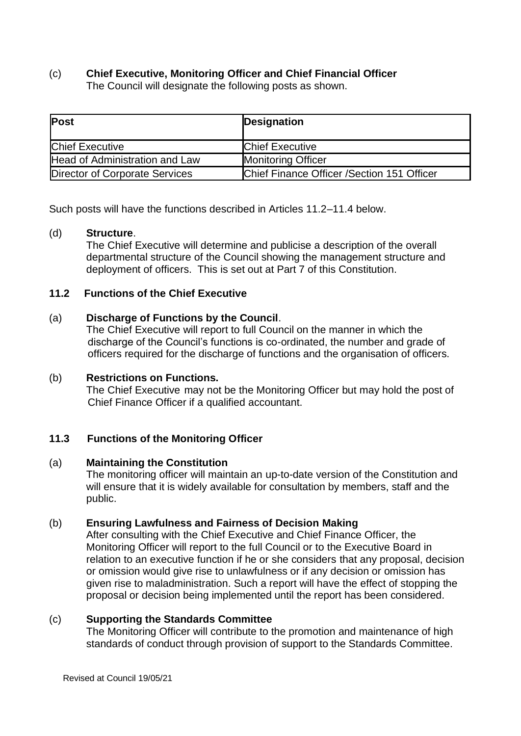(c) **Chief Executive, Monitoring Officer and Chief Financial Officer**
The Council will designate the following posts as shown.

| Post | Designation |
|---|---|
| Chief Executive | Chief Executive |
| Head of Administration and Law | Monitoring Officer |
| Director of Corporate Services | Chief Finance Officer /Section 151 Officer |

Such posts will have the functions described in Articles 11.2–11.4 below.

(d) **Structure**.
The Chief Executive will determine and publicise a description of the overall departmental structure of the Council showing the management structure and deployment of officers. This is set out at Part 7 of this Constitution.

**11.2 Functions of the Chief Executive**

(a) **Discharge of Functions by the Council**.
The Chief Executive will report to full Council on the manner in which the discharge of the Council's functions is co-ordinated, the number and grade of officers required for the discharge of functions and the organisation of officers.

(b) **Restrictions on Functions.**
The Chief Executive may not be the Monitoring Officer but may hold the post of Chief Finance Officer if a qualified accountant.

**11.3 Functions of the Monitoring Officer**

(a) **Maintaining the Constitution**
The monitoring officer will maintain an up-to-date version of the Constitution and will ensure that it is widely available for consultation by members, staff and the public.

(b) **Ensuring Lawfulness and Fairness of Decision Making**
After consulting with the Chief Executive and Chief Finance Officer, the Monitoring Officer will report to the full Council or to the Executive Board in relation to an executive function if he or she considers that any proposal, decision or omission would give rise to unlawfulness or if any decision or omission has given rise to maladministration. Such a report will have the effect of stopping the proposal or decision being implemented until the report has been considered.

(c) **Supporting the Standards Committee**
The Monitoring Officer will contribute to the promotion and maintenance of high standards of conduct through provision of support to the Standards Committee.

Revised at Council 19/05/21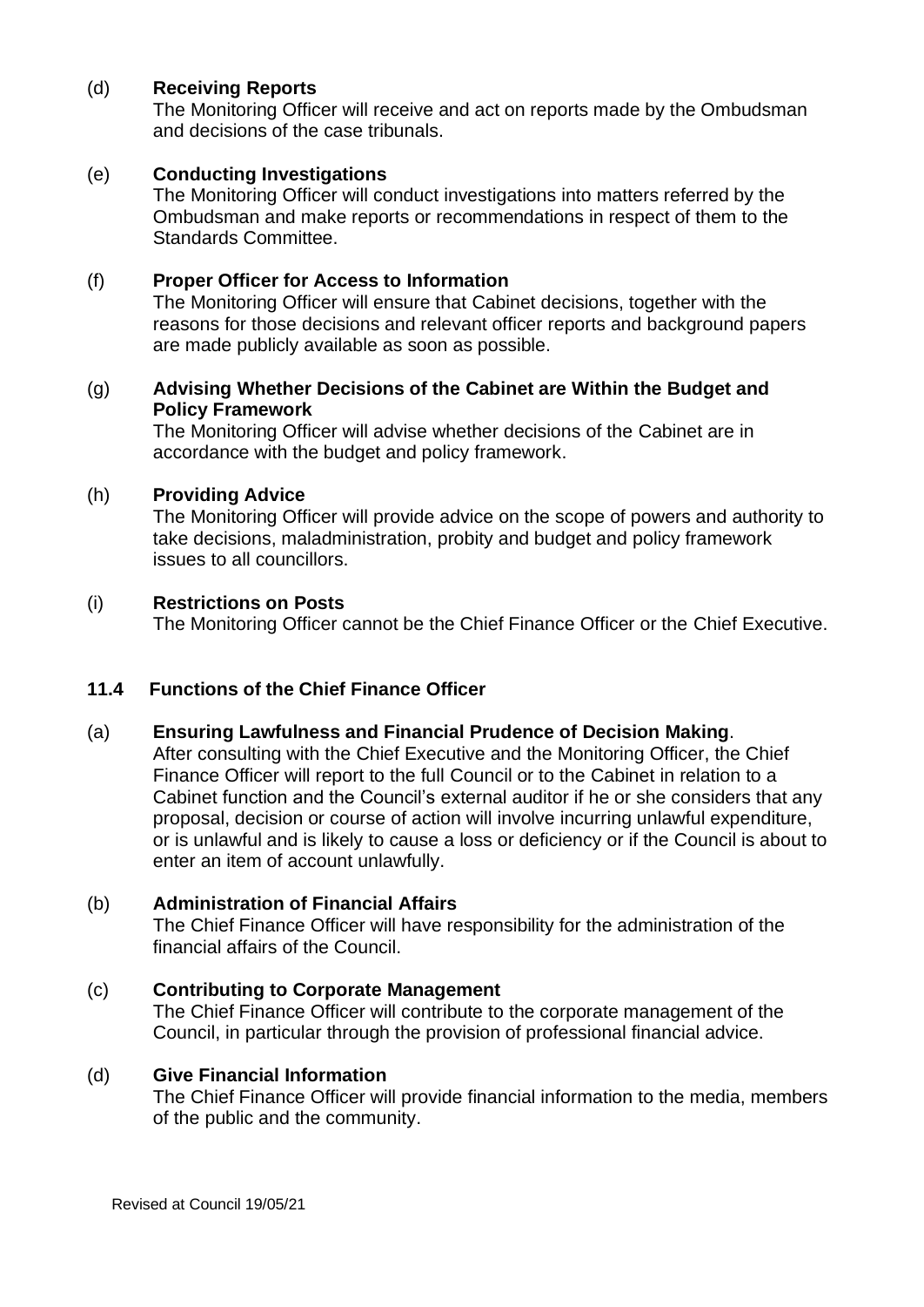(d) **Receiving Reports**
The Monitoring Officer will receive and act on reports made by the Ombudsman and decisions of the case tribunals.

(e) **Conducting Investigations**
The Monitoring Officer will conduct investigations into matters referred by the Ombudsman and make reports or recommendations in respect of them to the Standards Committee.

(f) **Proper Officer for Access to Information**
The Monitoring Officer will ensure that Cabinet decisions, together with the reasons for those decisions and relevant officer reports and background papers are made publicly available as soon as possible.

(g) **Advising Whether Decisions of the Cabinet are Within the Budget and Policy Framework**
The Monitoring Officer will advise whether decisions of the Cabinet are in accordance with the budget and policy framework.

(h) **Providing Advice**
The Monitoring Officer will provide advice on the scope of powers and authority to take decisions, maladministration, probity and budget and policy framework issues to all councillors.

(i) **Restrictions on Posts**
The Monitoring Officer cannot be the Chief Finance Officer or the Chief Executive.

### 11.4 Functions of the Chief Finance Officer

(a) **Ensuring Lawfulness and Financial Prudence of Decision Making**.
After consulting with the Chief Executive and the Monitoring Officer, the Chief Finance Officer will report to the full Council or to the Cabinet in relation to a Cabinet function and the Council's external auditor if he or she considers that any proposal, decision or course of action will involve incurring unlawful expenditure, or is unlawful and is likely to cause a loss or deficiency or if the Council is about to enter an item of account unlawfully.

(b) **Administration of Financial Affairs**
The Chief Finance Officer will have responsibility for the administration of the financial affairs of the Council.

(c) **Contributing to Corporate Management**
The Chief Finance Officer will contribute to the corporate management of the Council, in particular through the provision of professional financial advice.

(d) **Give Financial Information**
The Chief Finance Officer will provide financial information to the media, members of the public and the community.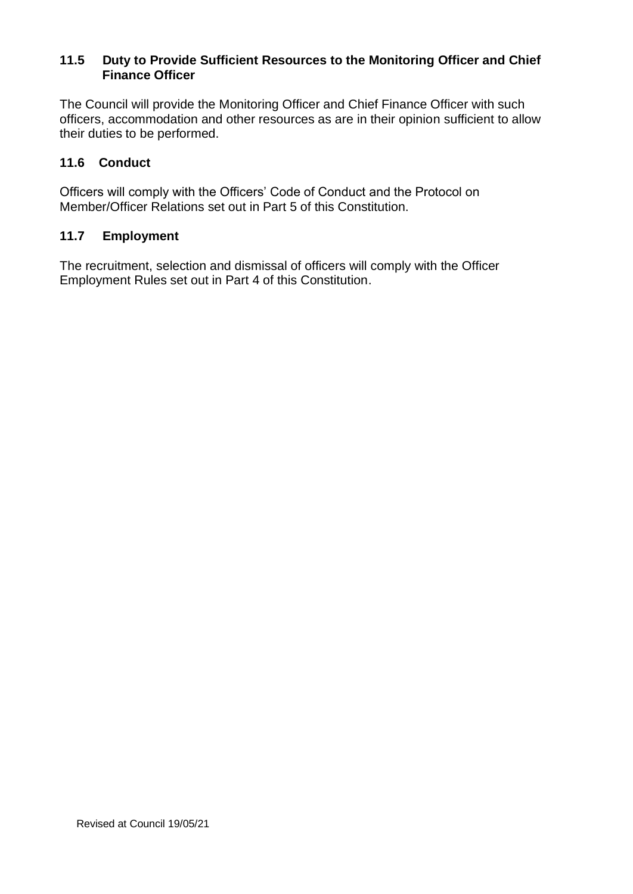### 11.5 Duty to Provide Sufficient Resources to the Monitoring Officer and Chief Finance Officer

The Council will provide the Monitoring Officer and Chief Finance Officer with such officers, accommodation and other resources as are in their opinion sufficient to allow their duties to be performed.

### 11.6 Conduct

Officers will comply with the Officers' Code of Conduct and the Protocol on Member/Officer Relations set out in Part 5 of this Constitution.

### 11.7 Employment

The recruitment, selection and dismissal of officers will comply with the Officer Employment Rules set out in Part 4 of this Constitution.

Revised at Council 19/05/21